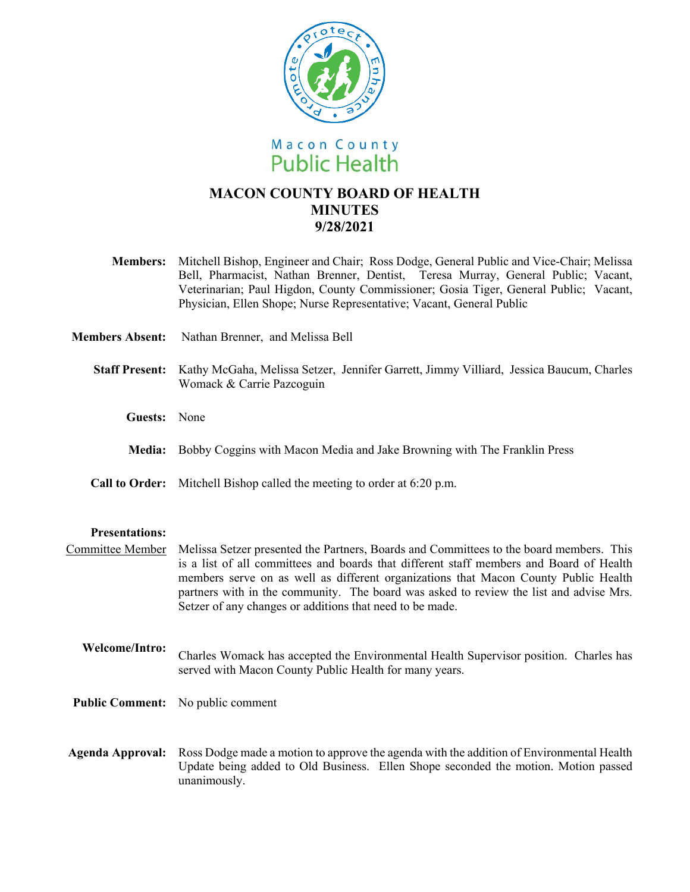Macon County
Public Health

# MACON COUNTY BOARD OF HEALTH
# MINUTES
# 9/28/2021

**Members:** Mitchell Bishop, Engineer and Chair; Ross Dodge, General Public and Vice-Chair; Melissa Bell, Pharmacist, Nathan Brenner, Dentist, Teresa Murray, General Public; Vacant, Veterinarian; Paul Higdon, County Commissioner; Gosia Tiger, General Public; Vacant, Physician, Ellen Shope; Nurse Representative; Vacant, General Public

**Members Absent:** Nathan Brenner, and Melissa Bell

**Staff Present:** Kathy McGaha, Melissa Setzer, Jennifer Garrett, Jimmy Villiard, Jessica Baucum, Charles Womack & Carrie Pazcoguin

**Guests:** None

**Media:** Bobby Coggins with Macon Media and Jake Browning with The Franklin Press

**Call to Order:** Mitchell Bishop called the meeting to order at 6:20 p.m.

**Presentations:**

Committee Member: Melissa Setzer presented the Partners, Boards and Committees to the board members. This is a list of all committees and boards that different staff members and Board of Health members serve on as well as different organizations that Macon County Public Health partners with in the community. The board was asked to review the list and advise Mrs. Setzer of any changes or additions that need to be made.

**Welcome/Intro:** Charles Womack has accepted the Environmental Health Supervisor position. Charles has served with Macon County Public Health for many years.

**Public Comment:** No public comment

**Agenda Approval:** Ross Dodge made a motion to approve the agenda with the addition of Environmental Health Update being added to Old Business. Ellen Shope seconded the motion. Motion passed unanimously.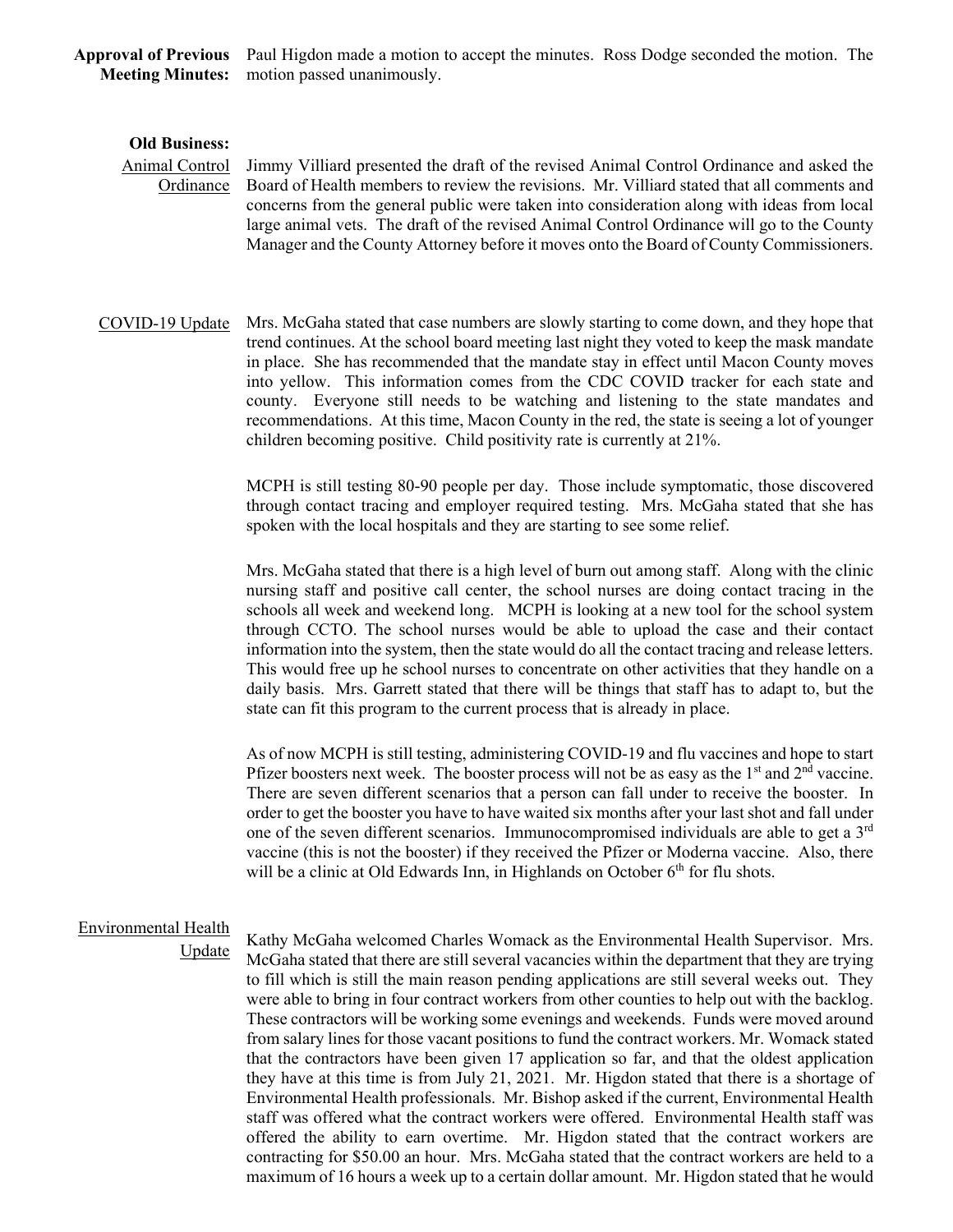**Approval of Previous Meeting Minutes:** Paul Higdon made a motion to accept the minutes. Ross Dodge seconded the motion. The motion passed unanimously.

**Old Business:**

Animal Control Ordinance

Jimmy Villiard presented the draft of the revised Animal Control Ordinance and asked the Board of Health members to review the revisions. Mr. Villiard stated that all comments and concerns from the general public were taken into consideration along with ideas from local large animal vets. The draft of the revised Animal Control Ordinance will go to the County Manager and the County Attorney before it moves onto the Board of County Commissioners.

COVID-19 Update

Mrs. McGaha stated that case numbers are slowly starting to come down, and they hope that trend continues. At the school board meeting last night they voted to keep the mask mandate in place. She has recommended that the mandate stay in effect until Macon County moves into yellow. This information comes from the CDC COVID tracker for each state and county. Everyone still needs to be watching and listening to the state mandates and recommendations. At this time, Macon County in the red, the state is seeing a lot of younger children becoming positive. Child positivity rate is currently at 21%.

MCPH is still testing 80-90 people per day. Those include symptomatic, those discovered through contact tracing and employer required testing. Mrs. McGaha stated that she has spoken with the local hospitals and they are starting to see some relief.

Mrs. McGaha stated that there is a high level of burn out among staff. Along with the clinic nursing staff and positive call center, the school nurses are doing contact tracing in the schools all week and weekend long. MCPH is looking at a new tool for the school system through CCTO. The school nurses would be able to upload the case and their contact information into the system, then the state would do all the contact tracing and release letters. This would free up he school nurses to concentrate on other activities that they handle on a daily basis. Mrs. Garrett stated that there will be things that staff has to adapt to, but the state can fit this program to the current process that is already in place.

As of now MCPH is still testing, administering COVID-19 and flu vaccines and hope to start Pfizer boosters next week. The booster process will not be as easy as the 1st and 2nd vaccine. There are seven different scenarios that a person can fall under to receive the booster. In order to get the booster you have to have waited six months after your last shot and fall under one of the seven different scenarios. Immunocompromised individuals are able to get a 3rd vaccine (this is not the booster) if they received the Pfizer or Moderna vaccine. Also, there will be a clinic at Old Edwards Inn, in Highlands on October 6th for flu shots.

Environmental Health Update

Kathy McGaha welcomed Charles Womack as the Environmental Health Supervisor. Mrs. McGaha stated that there are still several vacancies within the department that they are trying to fill which is still the main reason pending applications are still several weeks out. They were able to bring in four contract workers from other counties to help out with the backlog. These contractors will be working some evenings and weekends. Funds were moved around from salary lines for those vacant positions to fund the contract workers. Mr. Womack stated that the contractors have been given 17 application so far, and that the oldest application they have at this time is from July 21, 2021. Mr. Higdon stated that there is a shortage of Environmental Health professionals. Mr. Bishop asked if the current, Environmental Health staff was offered what the contract workers were offered. Environmental Health staff was offered the ability to earn overtime. Mr. Higdon stated that the contract workers are contracting for $50.00 an hour. Mrs. McGaha stated that the contract workers are held to a maximum of 16 hours a week up to a certain dollar amount. Mr. Higdon stated that he would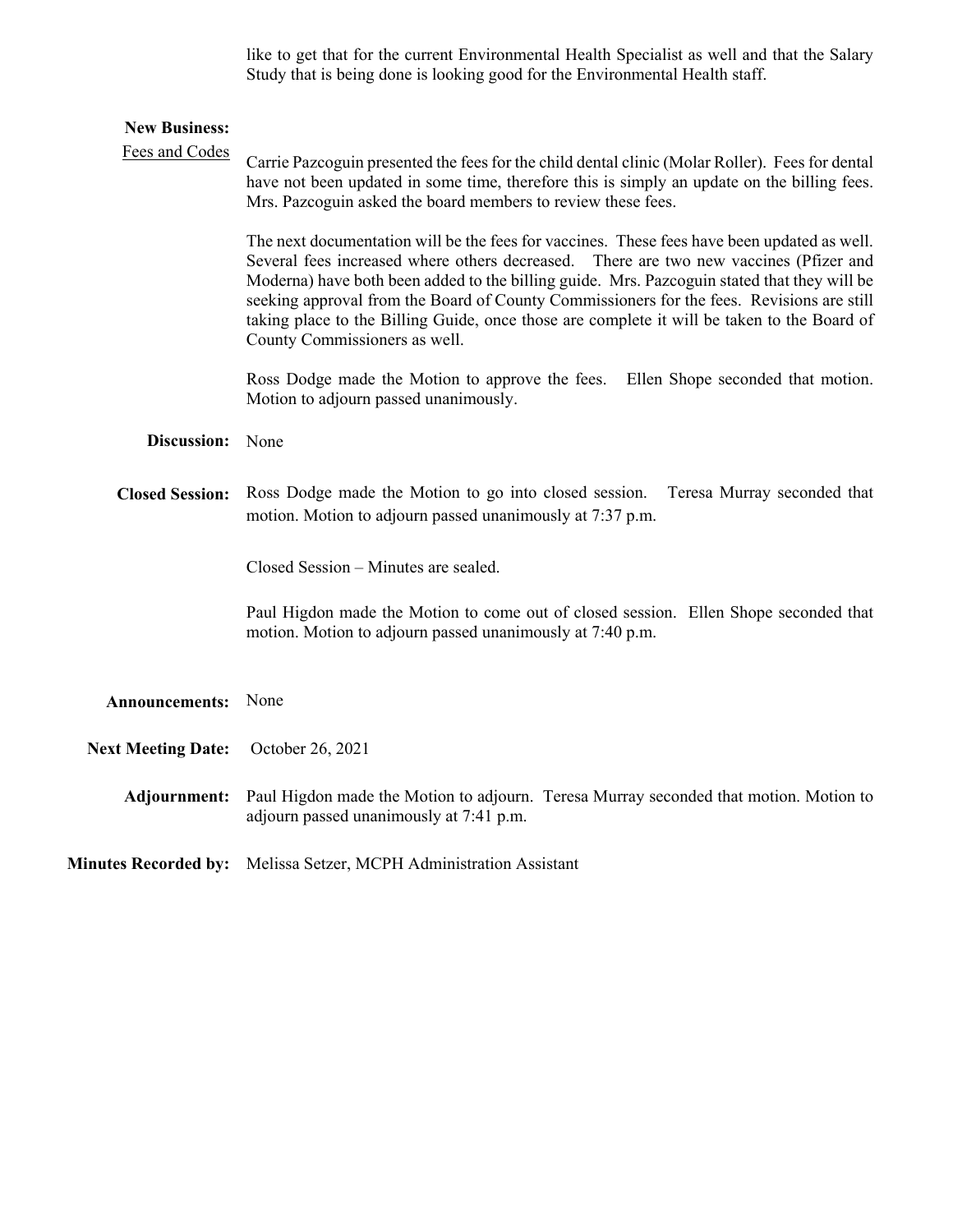like to get that for the current Environmental Health Specialist as well and that the Salary Study that is being done is looking good for the Environmental Health staff.

**New Business:**

Fees and Codes

Carrie Pazcoguin presented the fees for the child dental clinic (Molar Roller). Fees for dental have not been updated in some time, therefore this is simply an update on the billing fees. Mrs. Pazcoguin asked the board members to review these fees.

The next documentation will be the fees for vaccines. These fees have been updated as well. Several fees increased where others decreased. There are two new vaccines (Pfizer and Moderna) have both been added to the billing guide. Mrs. Pazcoguin stated that they will be seeking approval from the Board of County Commissioners for the fees. Revisions are still taking place to the Billing Guide, once those are complete it will be taken to the Board of County Commissioners as well.

Ross Dodge made the Motion to approve the fees. Ellen Shope seconded that motion. Motion to adjourn passed unanimously.

**Discussion:** None

**Closed Session:** Ross Dodge made the Motion to go into closed session. Teresa Murray seconded that motion. Motion to adjourn passed unanimously at 7:37 p.m.

Closed Session – Minutes are sealed.

Paul Higdon made the Motion to come out of closed session. Ellen Shope seconded that motion. Motion to adjourn passed unanimously at 7:40 p.m.

**Announcements:** None

**Next Meeting Date:** October 26, 2021

**Adjournment:** Paul Higdon made the Motion to adjourn. Teresa Murray seconded that motion. Motion to adjourn passed unanimously at 7:41 p.m.

**Minutes Recorded by:** Melissa Setzer, MCPH Administration Assistant